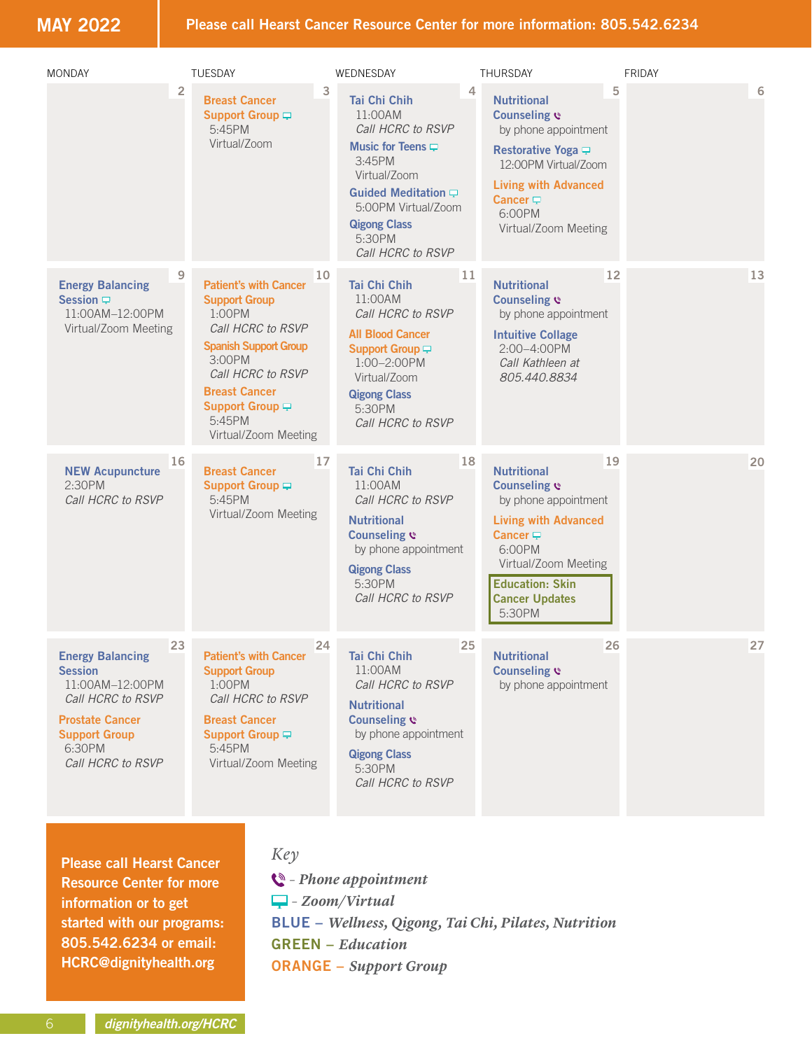# MAY 2022

**Please call Hearst Cancer Resource Center for more information: 805.542.6234**

| MONDAY | TUESDAY | WEDNESDAY | THURSDAY | FRIDAY |
|---|---|---|---|---|
| **2** | **3**<br>**Breast Cancer Support Group** 🖥<br>5:45PM<br>Virtual/Zoom | **4**<br>**Tai Chi Chih**<br>11:00AM<br>*Call HCRC to RSVP*<br>**Music for Teens** 🖥<br>3:45PM<br>Virtual/Zoom<br>**Guided Meditation** 🖥<br>5:00PM Virtual/Zoom<br>**Qigong Class**<br>5:30PM<br>*Call HCRC to RSVP* | **5**<br>**Nutritional Counseling** 📞<br>by phone appointment<br>**Restorative Yoga** 🖥<br>12:00PM Virtual/Zoom<br>**Living with Advanced Cancer** 🖥<br>6:00PM<br>Virtual/Zoom Meeting | **6** |
| **9**<br>**Energy Balancing Session** 🖥<br>11:00AM–12:00PM<br>Virtual/Zoom Meeting | **10**<br>**Patient's with Cancer Support Group**<br>1:00PM<br>*Call HCRC to RSVP*<br>**Spanish Support Group**<br>3:00PM<br>*Call HCRC to RSVP*<br>**Breast Cancer Support Group** 🖥<br>5:45PM<br>Virtual/Zoom Meeting | **11**<br>**Tai Chi Chih**<br>11:00AM<br>*Call HCRC to RSVP*<br>**All Blood Cancer Support Group** 🖥<br>1:00–2:00PM<br>Virtual/Zoom<br>**Qigong Class**<br>5:30PM<br>*Call HCRC to RSVP* | **12**<br>**Nutritional Counseling** 📞<br>by phone appointment<br>**Intuitive Collage**<br>2:00–4:00PM<br>*Call Kathleen at 805.440.8834* | **13** |
| **16**<br>**NEW Acupuncture**<br>2:30PM<br>*Call HCRC to RSVP* | **17**<br>**Breast Cancer Support Group** 🖥<br>5:45PM<br>Virtual/Zoom Meeting | **18**<br>**Tai Chi Chih**<br>11:00AM<br>*Call HCRC to RSVP*<br>**Nutritional Counseling** 📞<br>by phone appointment<br>**Qigong Class**<br>5:30PM<br>*Call HCRC to RSVP* | **19**<br>**Nutritional Counseling** 📞<br>by phone appointment<br>**Living with Advanced Cancer** 🖥<br>6:00PM<br>Virtual/Zoom Meeting<br>**Education: Skin Cancer Updates**<br>5:30PM | **20** |
| **23**<br>**Energy Balancing Session**<br>11:00AM–12:00PM<br>*Call HCRC to RSVP*<br>**Prostate Cancer Support Group**<br>6:30PM<br>*Call HCRC to RSVP* | **24**<br>**Patient's with Cancer Support Group**<br>1:00PM<br>*Call HCRC to RSVP*<br>**Breast Cancer Support Group** 🖥<br>5:45PM<br>Virtual/Zoom Meeting | **25**<br>**Tai Chi Chih**<br>11:00AM<br>*Call HCRC to RSVP*<br>**Nutritional Counseling** 📞<br>by phone appointment<br>**Qigong Class**<br>5:30PM<br>*Call HCRC to RSVP* | **26**<br>**Nutritional Counseling** 📞<br>by phone appointment | **27** |

**Please call Hearst Cancer Resource Center for more information or to get started with our programs: 805.542.6234 or email: HCRC@dignityhealth.org**

*Key*

- 📞 – *Phone appointment*
- 🖥 – *Zoom/Virtual*
- **BLUE** – *Wellness, Qigong, Tai Chi, Pilates, Nutrition*
- **GREEN** – *Education*
- **ORANGE** – *Support Group*

*dignityhealth.org/HCRC*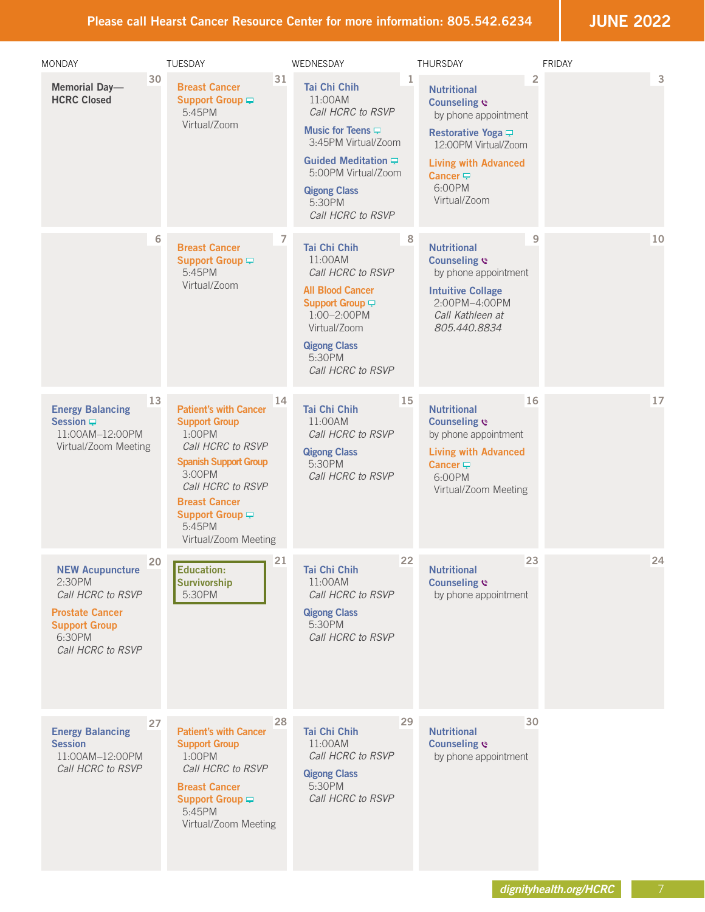Please call Hearst Cancer Resource Center for more information: 805.542.6234

# JUNE 2022

| MONDAY | TUESDAY | WEDNESDAY | THURSDAY | FRIDAY |
|---|---|---|---|---|
| 30 **Memorial Day—HCRC Closed** | 31 **Breast Cancer Support Group** 5:45PM Virtual/Zoom | 1 **Tai Chi Chih** 11:00AM *Call HCRC to RSVP* **Music for Teens** 3:45PM Virtual/Zoom **Guided Meditation** 5:00PM Virtual/Zoom **Qigong Class** 5:30PM *Call HCRC to RSVP* | 2 **Nutritional Counseling** by phone appointment **Restorative Yoga** 12:00PM Virtual/Zoom **Living with Advanced Cancer** 6:00PM Virtual/Zoom | 3 |
| 6 | 7 **Breast Cancer Support Group** 5:45PM Virtual/Zoom | 8 **Tai Chi Chih** 11:00AM *Call HCRC to RSVP* **All Blood Cancer Support Group** 1:00–2:00PM Virtual/Zoom **Qigong Class** 5:30PM *Call HCRC to RSVP* | 9 **Nutritional Counseling** by phone appointment **Intuitive Collage** 2:00PM–4:00PM *Call Kathleen at 805.440.8834* | 10 |
| 13 **Energy Balancing Session** 11:00AM–12:00PM Virtual/Zoom Meeting | 14 **Patient's with Cancer Support Group** 1:00PM *Call HCRC to RSVP* **Spanish Support Group** 3:00PM *Call HCRC to RSVP* **Breast Cancer Support Group** 5:45PM Virtual/Zoom Meeting | 15 **Tai Chi Chih** 11:00AM *Call HCRC to RSVP* **Qigong Class** 5:30PM *Call HCRC to RSVP* | 16 **Nutritional Counseling** by phone appointment **Living with Advanced Cancer** 6:00PM Virtual/Zoom Meeting | 17 |
| 20 **NEW Acupuncture** 2:30PM *Call HCRC to RSVP* **Prostate Cancer Support Group** 6:30PM *Call HCRC to RSVP* | 21 **Education: Survivorship** 5:30PM | 22 **Tai Chi Chih** 11:00AM *Call HCRC to RSVP* **Qigong Class** 5:30PM *Call HCRC to RSVP* | 23 **Nutritional Counseling** by phone appointment | 24 |
| 27 **Energy Balancing Session** 11:00AM–12:00PM *Call HCRC to RSVP* | 28 **Patient's with Cancer Support Group** 1:00PM *Call HCRC to RSVP* **Breast Cancer Support Group** 5:45PM Virtual/Zoom Meeting | 29 **Tai Chi Chih** 11:00AM *Call HCRC to RSVP* **Qigong Class** 5:30PM *Call HCRC to RSVP* | 30 **Nutritional Counseling** by phone appointment | |

dignityhealth.org/HCRC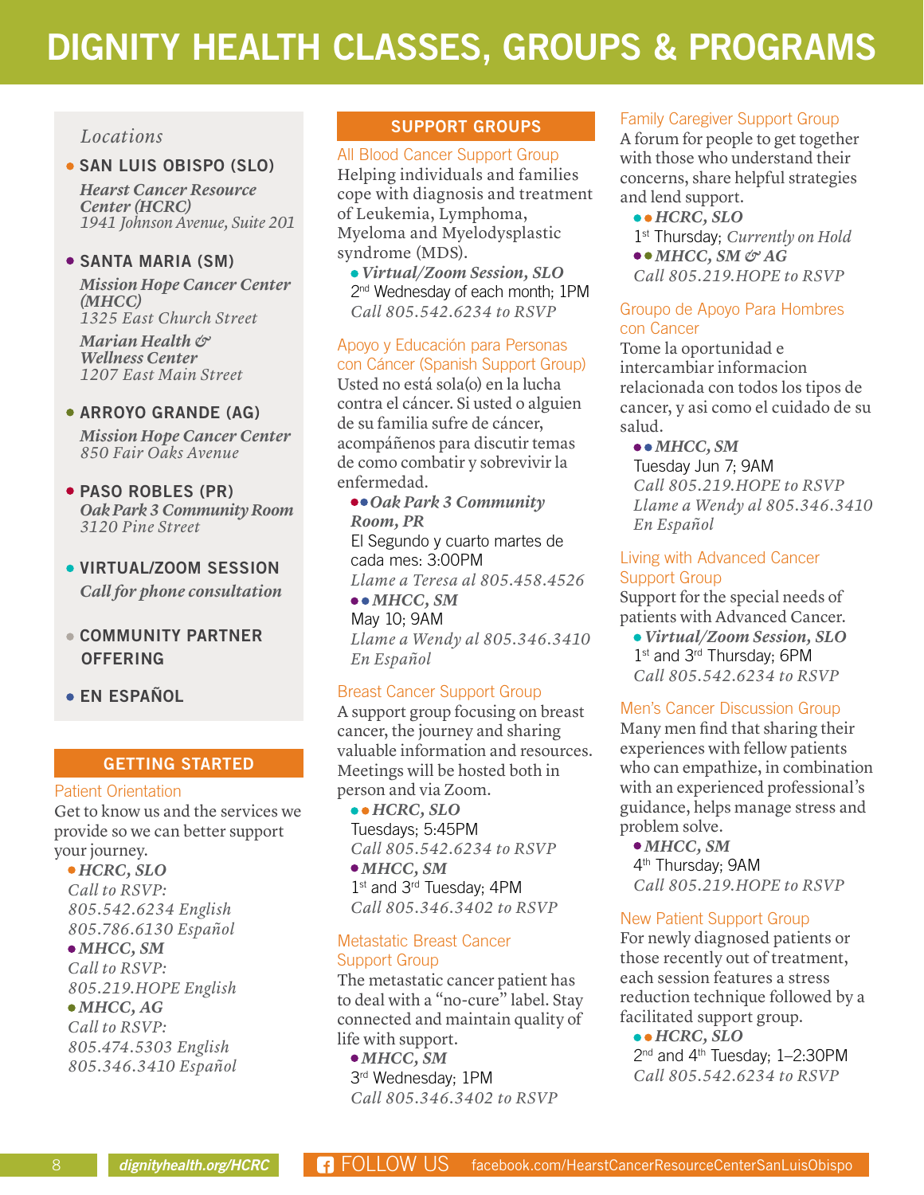# DIGNITY HEALTH CLASSES, GROUPS & PROGRAMS

*Locations*

- **SAN LUIS OBISPO (SLO)**
  *Hearst Cancer Resource Center (HCRC)*
  *1941 Johnson Avenue, Suite 201*

- **SANTA MARIA (SM)**
  *Mission Hope Cancer Center (MHCC)*
  *1325 East Church Street*
  *Marian Health & Wellness Center*
  *1207 East Main Street*

- **ARROYO GRANDE (AG)**
  *Mission Hope Cancer Center*
  *850 Fair Oaks Avenue*

- **PASO ROBLES (PR)**
  *Oak Park 3 Community Room*
  *3120 Pine Street*

- **VIRTUAL/ZOOM SESSION**
  *Call for phone consultation*

- **COMMUNITY PARTNER OFFERING**

- **EN ESPAÑOL**

## GETTING STARTED

### Patient Orientation

Get to know us and the services we provide so we can better support your journey.

- ***HCRC, SLO***
  *Call to RSVP:*
  *805.542.6234 English*
  *805.786.6130 Español*
- ***MHCC, SM***
  *Call to RSVP:*
  *805.219.HOPE English*
- ***MHCC, AG***
  *Call to RSVP:*
  *805.474.5303 English*
  *805.346.3410 Español*

## SUPPORT GROUPS

### All Blood Cancer Support Group

Helping individuals and families cope with diagnosis and treatment of Leukemia, Lymphoma, Myeloma and Myelodysplastic syndrome (MDS).

- ***Virtual/Zoom Session, SLO***
  2nd Wednesday of each month; 1PM
  *Call 805.542.6234 to RSVP*

### Apoyo y Educación para Personas con Cáncer (Spanish Support Group)

Usted no está sola(o) en la lucha contra el cáncer. Si usted o alguien de su familia sufre de cáncer, acompáñenos para discutir temas de como combatir y sobrevivir la enfermedad.

- ***Oak Park 3 Community Room, PR***
  El Segundo y cuarto martes de cada mes: 3:00PM
  *Llame a Teresa al 805.458.4526*
- ***MHCC, SM***
  May 10; 9AM
  *Llame a Wendy al 805.346.3410 En Español*

### Breast Cancer Support Group

A support group focusing on breast cancer, the journey and sharing valuable information and resources. Meetings will be hosted both in person and via Zoom.

- ***HCRC, SLO***
  Tuesdays; 5:45PM
  *Call 805.542.6234 to RSVP*
- ***MHCC, SM***
  1st and 3rd Tuesday; 4PM
  *Call 805.346.3402 to RSVP*

### Metastatic Breast Cancer Support Group

The metastatic cancer patient has to deal with a "no-cure" label. Stay connected and maintain quality of life with support.

- ***MHCC, SM***
  3rd Wednesday; 1PM
  *Call 805.346.3402 to RSVP*

### Family Caregiver Support Group

A forum for people to get together with those who understand their concerns, share helpful strategies and lend support.

- ***HCRC, SLO***
  1st Thursday; *Currently on Hold*
- ***MHCC, SM & AG***
  *Call 805.219.HOPE to RSVP*

### Groupo de Apoyo Para Hombres con Cancer

Tome la oportunidad e intercambiar informacion relacionada con todos los tipos de cancer, y asi como el cuidado de su salud.

- ***MHCC, SM***
  Tuesday Jun 7; 9AM
  *Call 805.219.HOPE to RSVP*
  *Llame a Wendy al 805.346.3410 En Español*

### Living with Advanced Cancer Support Group

Support for the special needs of patients with Advanced Cancer.

- ***Virtual/Zoom Session, SLO***
  1st and 3rd Thursday; 6PM
  *Call 805.542.6234 to RSVP*

### Men's Cancer Discussion Group

Many men find that sharing their experiences with fellow patients who can empathize, in combination with an experienced professional's guidance, helps manage stress and problem solve.

- ***MHCC, SM***
  4th Thursday; 9AM
  *Call 805.219.HOPE to RSVP*

### New Patient Support Group

For newly diagnosed patients or those recently out of treatment, each session features a stress reduction technique followed by a facilitated support group.

- ***HCRC, SLO***
  2nd and 4th Tuesday; 1–2:30PM
  *Call 805.542.6234 to RSVP*

dignityhealth.org/HCRC | FOLLOW US facebook.com/HearstCancerResourceCenterSanLuisObispo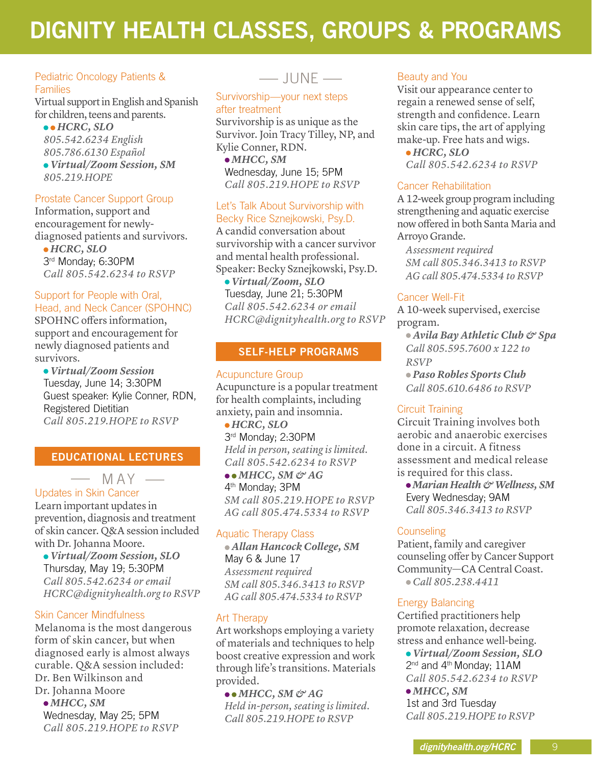# DIGNITY HEALTH CLASSES, GROUPS & PROGRAMS

### Pediatric Oncology Patients & Families

Virtual support in English and Spanish for children, teens and parents.

● ● ***HCRC, SLO***
*805.542.6234 English*
*805.786.6130 Español*
● ***Virtual/Zoom Session, SM***
*805.219.HOPE*

### Prostate Cancer Support Group

Information, support and encouragement for newly-diagnosed patients and survivors.

● ***HCRC, SLO***
3rd Monday; 6:30PM
*Call 805.542.6234 to RSVP*

### Support for People with Oral, Head, and Neck Cancer (SPOHNC)

SPOHNC offers information, support and encouragement for newly diagnosed patients and survivors.

● ***Virtual/Zoom Session***
Tuesday, June 14; 3:30PM
Guest speaker: Kylie Conner, RDN, Registered Dietitian
*Call 805.219.HOPE to RSVP*

## EDUCATIONAL LECTURES

### — MAY —

### Updates in Skin Cancer

Learn important updates in prevention, diagnosis and treatment of skin cancer. Q&A session included with Dr. Johanna Moore.

● ***Virtual/Zoom Session, SLO***
Thursday, May 19; 5:30PM
*Call 805.542.6234 or email HCRC@dignityhealth.org to RSVP*

### Skin Cancer Mindfulness

Melanoma is the most dangerous form of skin cancer, but when diagnosed early is almost always curable. Q&A session included: Dr. Ben Wilkinson and Dr. Johanna Moore

● ***MHCC, SM***
Wednesday, May 25; 5PM
*Call 805.219.HOPE to RSVP*

### — JUNE —

### Survivorship—your next steps after treatment

Survivorship is as unique as the Survivor. Join Tracy Tilley, NP, and Kylie Conner, RDN.

● ***MHCC, SM***
Wednesday, June 15; 5PM
*Call 805.219.HOPE to RSVP*

### Let's Talk About Survivorship with Becky Rice Sznejkowski, Psy.D.

A candid conversation about survivorship with a cancer survivor and mental health professional. Speaker: Becky Sznejkowski, Psy.D.

● ***Virtual/Zoom, SLO***
Tuesday, June 21; 5:30PM
*Call 805.542.6234 or email HCRC@dignityhealth.org to RSVP*

## SELF-HELP PROGRAMS

### Acupuncture Group

Acupuncture is a popular treatment for health complaints, including anxiety, pain and insomnia.

● ***HCRC, SLO***
3rd Monday; 2:30PM
*Held in person, seating is limited.*
*Call 805.542.6234 to RSVP*
● ● ***MHCC, SM & AG***
4th Monday; 3PM
*SM call 805.219.HOPE to RSVP*
*AG call 805.474.5334 to RSVP*

### Aquatic Therapy Class

● ***Allan Hancock College, SM***
May 6 & June 17
*Assessment required*
*SM call 805.346.3413 to RSVP*
*AG call 805.474.5334 to RSVP*

### Art Therapy

Art workshops employing a variety of materials and techniques to help boost creative expression and work through life's transitions. Materials provided.

● ● ***MHCC, SM & AG***
*Held in-person, seating is limited.*
*Call 805.219.HOPE to RSVP*

### Beauty and You

Visit our appearance center to regain a renewed sense of self, strength and confidence. Learn skin care tips, the art of applying make-up. Free hats and wigs.

● ***HCRC, SLO***
*Call 805.542.6234 to RSVP*

### Cancer Rehabilitation

A 12-week group program including strengthening and aquatic exercise now offered in both Santa Maria and Arroyo Grande.

*Assessment required*
*SM call 805.346.3413 to RSVP*
*AG call 805.474.5334 to RSVP*

### Cancer Well-Fit

A 10-week supervised, exercise program.

● ***Avila Bay Athletic Club & Spa***
*Call 805.595.7600 x 122 to RSVP*
● ***Paso Robles Sports Club***
*Call 805.610.6486 to RSVP*

### Circuit Training

Circuit Training involves both aerobic and anaerobic exercises done in a circuit. A fitness assessment and medical release is required for this class.

● ***Marian Health & Wellness, SM***
Every Wednesday; 9AM
*Call 805.346.3413 to RSVP*

### Counseling

Patient, family and caregiver counseling offer by Cancer Support Community—CA Central Coast.

● *Call 805.238.4411*

### Energy Balancing

Certified practitioners help promote relaxation, decrease stress and enhance well-being.

● ***Virtual/Zoom Session, SLO***
2nd and 4th Monday; 11AM
*Call 805.542.6234 to RSVP*
● ***MHCC, SM***
1st and 3rd Tuesday
*Call 805.219.HOPE to RSVP*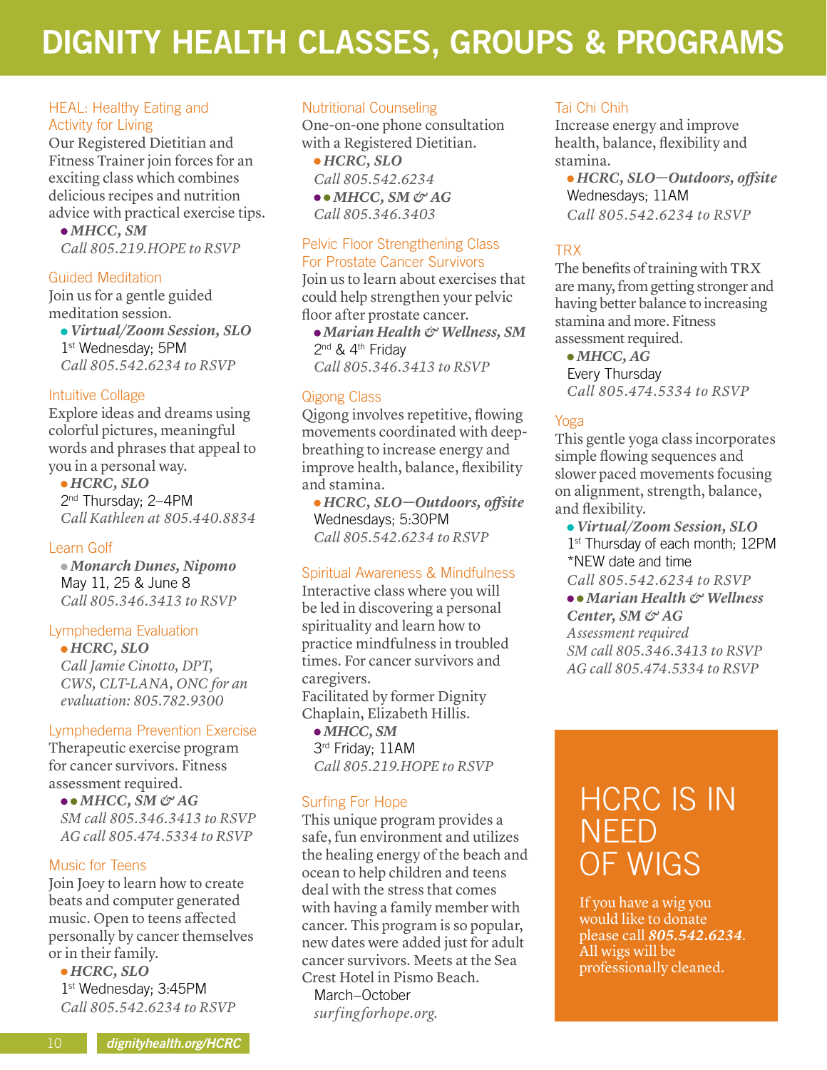# DIGNITY HEALTH CLASSES, GROUPS & PROGRAMS

### HEAL: Healthy Eating and Activity for Living

Our Registered Dietitian and Fitness Trainer join forces for an exciting class which combines delicious recipes and nutrition advice with practical exercise tips.

- ***MHCC, SM***  
  *Call 805.219.HOPE to RSVP*

### Guided Meditation

Join us for a gentle guided meditation session.

- ***Virtual/Zoom Session, SLO***  
  1st Wednesday; 5PM  
  *Call 805.542.6234 to RSVP*

### Intuitive Collage

Explore ideas and dreams using colorful pictures, meaningful words and phrases that appeal to you in a personal way.

- ***HCRC, SLO***  
  2nd Thursday; 2–4PM  
  *Call Kathleen at 805.440.8834*

### Learn Golf

- ***Monarch Dunes, Nipomo***  
  May 11, 25 & June 8  
  *Call 805.346.3413 to RSVP*

### Lymphedema Evaluation

- ***HCRC, SLO***  
  *Call Jamie Cinotto, DPT, CWS, CLT-LANA, ONC for an evaluation: 805.782.9300*

### Lymphedema Prevention Exercise

Therapeutic exercise program for cancer survivors. Fitness assessment required.

- ***MHCC, SM & AG***  
  *SM call 805.346.3413 to RSVP*  
  *AG call 805.474.5334 to RSVP*

### Music for Teens

Join Joey to learn how to create beats and computer generated music. Open to teens affected personally by cancer themselves or in their family.

- ***HCRC, SLO***  
  1st Wednesday; 3:45PM  
  *Call 805.542.6234 to RSVP*

### Nutritional Counseling

One-on-one phone consultation with a Registered Dietitian.

- ***HCRC, SLO***  
  *Call 805.542.6234*
- ***MHCC, SM & AG***  
  *Call 805.346.3403*

### Pelvic Floor Strengthening Class For Prostate Cancer Survivors

Join us to learn about exercises that could help strengthen your pelvic floor after prostate cancer.

- ***Marian Health & Wellness, SM***  
  2nd & 4th Friday  
  *Call 805.346.3413 to RSVP*

### Qigong Class

Qigong involves repetitive, flowing movements coordinated with deep-breathing to increase energy and improve health, balance, flexibility and stamina.

- ***HCRC, SLO—Outdoors, offsite***  
  Wednesdays; 5:30PM  
  *Call 805.542.6234 to RSVP*

### Spiritual Awareness & Mindfulness

Interactive class where you will be led in discovering a personal spirituality and learn how to practice mindfulness in troubled times. For cancer survivors and caregivers.

Facilitated by former Dignity Chaplain, Elizabeth Hillis.

- ***MHCC, SM***  
  3rd Friday; 11AM  
  *Call 805.219.HOPE to RSVP*

### Surfing For Hope

This unique program provides a safe, fun environment and utilizes the healing energy of the beach and ocean to help children and teens deal with the stress that comes with having a family member with cancer. This program is so popular, new dates were added just for adult cancer survivors. Meets at the Sea Crest Hotel in Pismo Beach.

March–October  
*surfingforhope.org.*

### Tai Chi Chih

Increase energy and improve health, balance, flexibility and stamina.

- ***HCRC, SLO—Outdoors, offsite***  
  Wednesdays; 11AM  
  *Call 805.542.6234 to RSVP*

### TRX

The benefits of training with TRX are many, from getting stronger and having better balance to increasing stamina and more. Fitness assessment required.

- ***MHCC, AG***  
  Every Thursday  
  *Call 805.474.5334 to RSVP*

### Yoga

This gentle yoga class incorporates simple flowing sequences and slower paced movements focusing on alignment, strength, balance, and flexibility.

- ***Virtual/Zoom Session, SLO***  
  1st Thursday of each month; 12PM  
  *NEW date and time  
  *Call 805.542.6234 to RSVP*
- ***Marian Health & Wellness Center, SM & AG***  
  *Assessment required*  
  *SM call 805.346.3413 to RSVP*  
  *AG call 805.474.5334 to RSVP*

## HCRC IS IN NEED OF WIGS

If you have a wig you would like to donate please call ***805.542.6234***. All wigs will be professionally cleaned.

*dignityhealth.org/HCRC*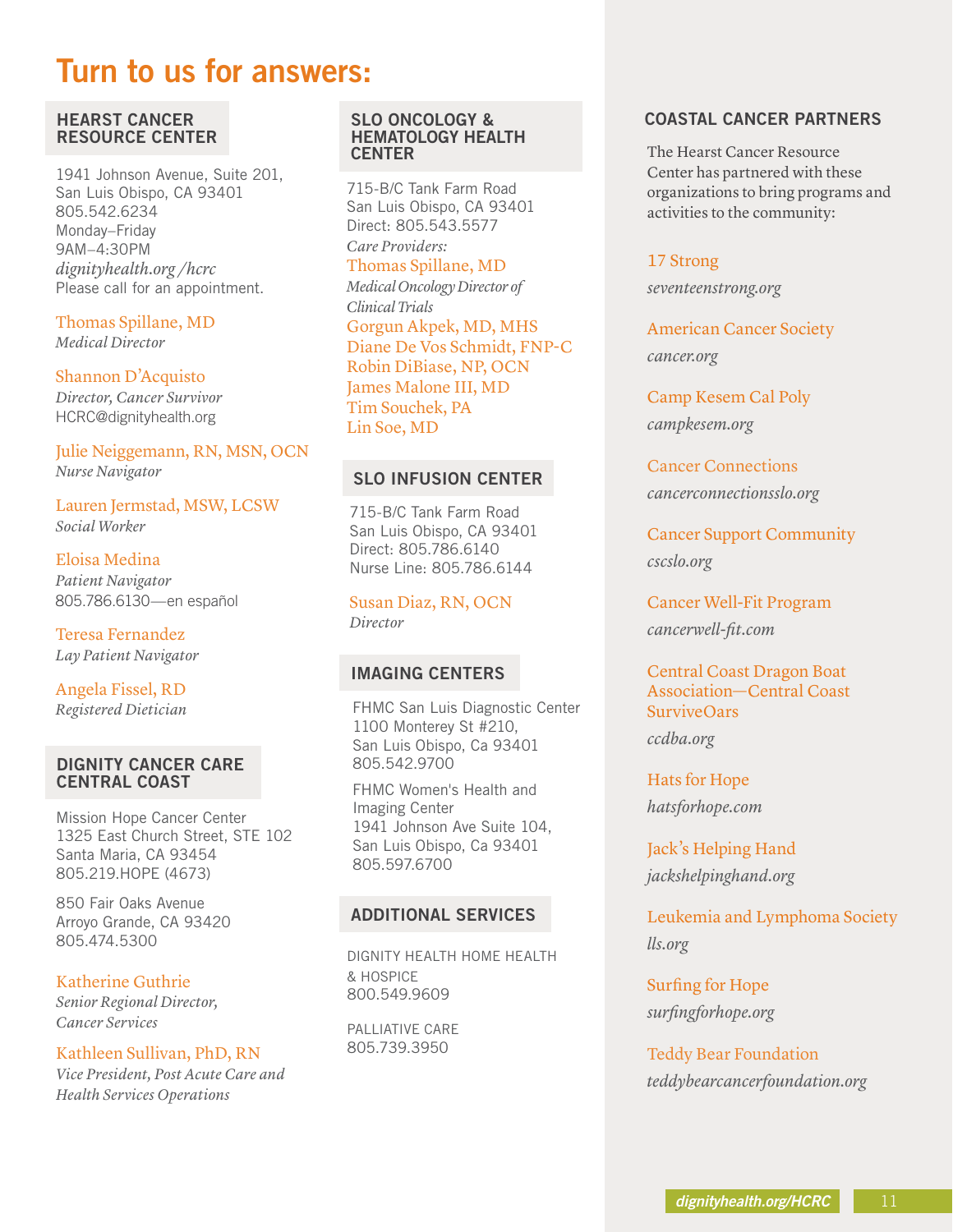# Turn to us for answers:

## HEARST CANCER RESOURCE CENTER

1941 Johnson Avenue, Suite 201,
San Luis Obispo, CA 93401
805.542.6234
Monday–Friday
9AM–4:30PM
*dignityhealth.org /hcrc*
Please call for an appointment.

Thomas Spillane, MD
*Medical Director*

Shannon D'Acquisto
*Director, Cancer Survivor*
HCRC@dignityhealth.org

Julie Neiggemann, RN, MSN, OCN
*Nurse Navigator*

Lauren Jermstad, MSW, LCSW
*Social Worker*

Eloisa Medina
*Patient Navigator*
805.786.6130—en español

Teresa Fernandez
*Lay Patient Navigator*

Angela Fissel, RD
*Registered Dietician*

## DIGNITY CANCER CARE CENTRAL COAST

Mission Hope Cancer Center
1325 East Church Street, STE 102
Santa Maria, CA 93454
805.219.HOPE (4673)

850 Fair Oaks Avenue
Arroyo Grande, CA 93420
805.474.5300

Katherine Guthrie
*Senior Regional Director, Cancer Services*

Kathleen Sullivan, PhD, RN
*Vice President, Post Acute Care and Health Services Operations*

## SLO ONCOLOGY & HEMATOLOGY HEALTH CENTER

715-B/C Tank Farm Road
San Luis Obispo, CA 93401
Direct: 805.543.5577
*Care Providers:*
Thomas Spillane, MD
*Medical Oncology Director of Clinical Trials*
Gorgun Akpek, MD, MHS
Diane De Vos Schmidt, FNP-C
Robin DiBiase, NP, OCN
James Malone III, MD
Tim Souchek, PA
Lin Soe, MD

## SLO INFUSION CENTER

715-B/C Tank Farm Road
San Luis Obispo, CA 93401
Direct: 805.786.6140
Nurse Line: 805.786.6144

Susan Diaz, RN, OCN
*Director*

## IMAGING CENTERS

FHMC San Luis Diagnostic Center
1100 Monterey St #210,
San Luis Obispo, Ca 93401
805.542.9700

FHMC Women's Health and Imaging Center
1941 Johnson Ave Suite 104,
San Luis Obispo, Ca 93401
805.597.6700

## ADDITIONAL SERVICES

DIGNITY HEALTH HOME HEALTH & HOSPICE
800.549.9609

PALLIATIVE CARE
805.739.3950

## COASTAL CANCER PARTNERS

The Hearst Cancer Resource Center has partnered with these organizations to bring programs and activities to the community:

17 Strong
*seventeenstrong.org*

American Cancer Society
*cancer.org*

Camp Kesem Cal Poly
*campkesem.org*

Cancer Connections
*cancerconnectionsslo.org*

Cancer Support Community
*cscslo.org*

Cancer Well-Fit Program
*cancerwell-fit.com*

Central Coast Dragon Boat Association—Central Coast SurviveOars
*ccdba.org*

Hats for Hope
*hatsforhope.com*

Jack's Helping Hand
*jackshelpinghand.org*

Leukemia and Lymphoma Society
*lls.org*

Surfing for Hope
*surfingforhope.org*

Teddy Bear Foundation
*teddybearcancerfoundation.org*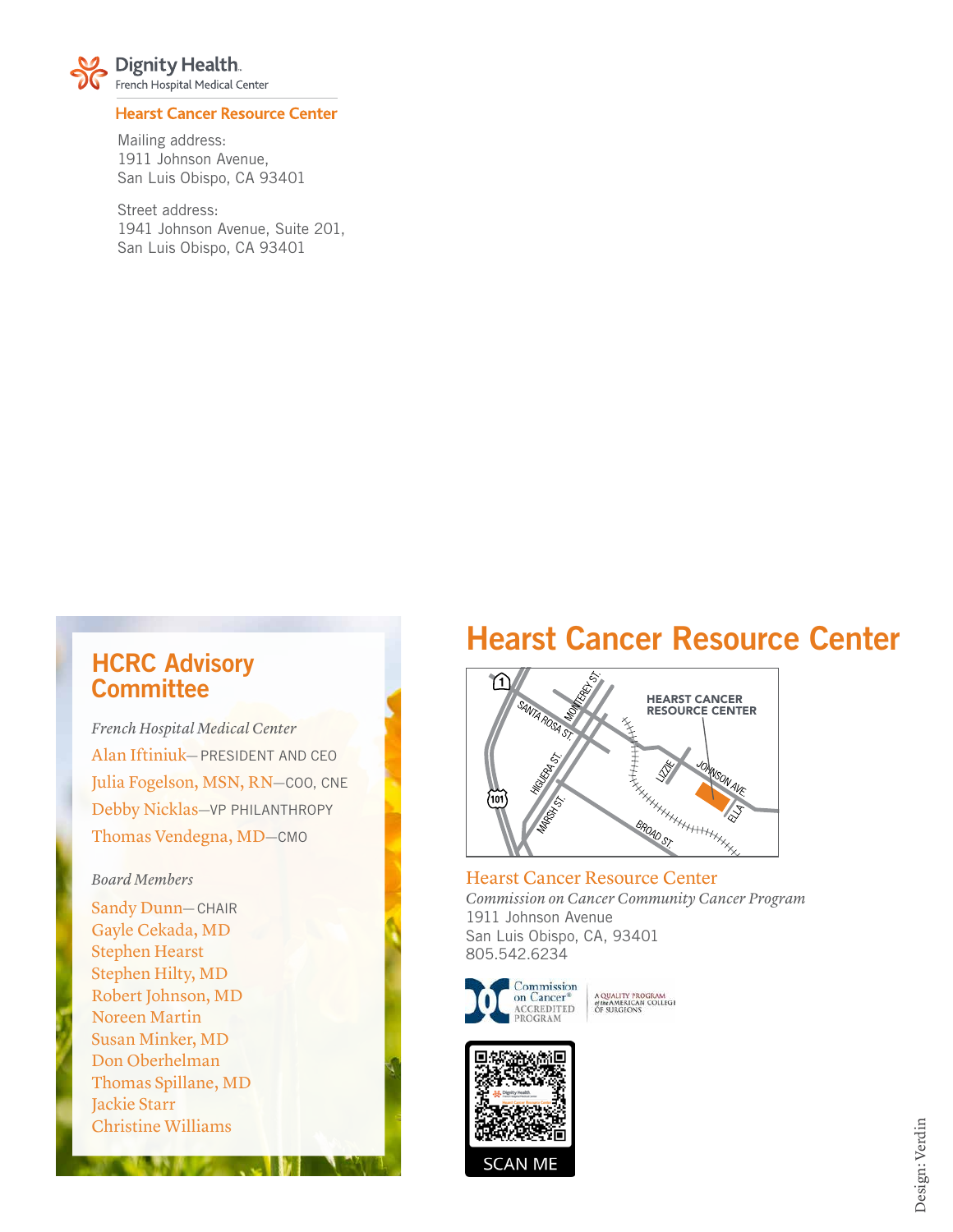Dignity Health.
French Hospital Medical Center

**Heart Cancer Resource Center**

Mailing address:
1911 Johnson Avenue,
San Luis Obispo, CA 93401

Street address:
1941 Johnson Avenue, Suite 201,
San Luis Obispo, CA 93401

## HCRC Advisory Committee

*French Hospital Medical Center*

Alan Iftiniuk—PRESIDENT AND CEO
Julia Fogelson, MSN, RN—COO, CNE
Debby Nicklas—VP PHILANTHROPY
Thomas Vendegna, MD—CMO

*Board Members*

Sandy Dunn—CHAIR
Gayle Cekada, MD
Stephen Hearst
Stephen Hilty, MD
Robert Johnson, MD
Noreen Martin
Susan Minker, MD
Don Oberhelman
Thomas Spillane, MD
Jackie Starr
Christine Williams

## Hearst Cancer Resource Center

1
SANTA ROSA ST.
MONTEREY ST.
HEARST CANCER RESOURCE CENTER
HIGUERA ST.
LIZZIE
JOHNSON AVE.
101
MARSH ST.
ELLA
BROAD ST.

Hearst Cancer Resource Center
*Commission on Cancer Community Cancer Program*
1911 Johnson Avenue
San Luis Obispo, CA, 93401
805.542.6234

Commission on Cancer® ACCREDITED PROGRAM
A QUALITY PROGRAM of the AMERICAN COLLEGE OF SURGEONS

SCAN ME

Design: Verdin